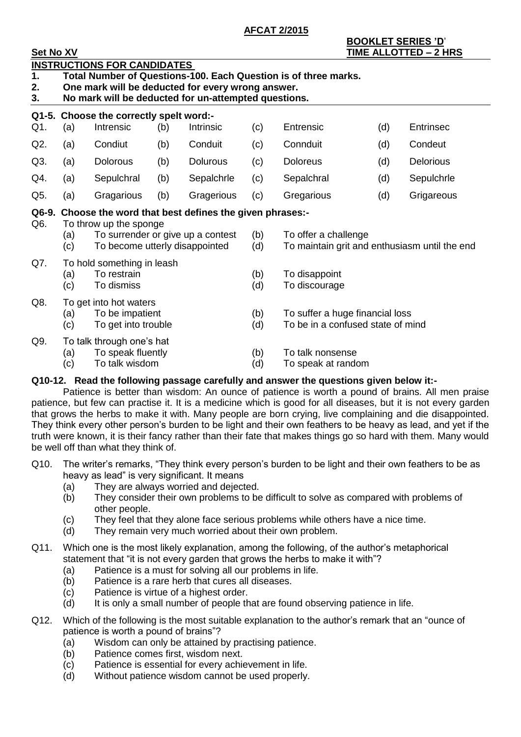**AFCAT 2/2015**

**BOOKLET SERIES 'D'**

**Set No XV** **TIME ALLOTTED – 2 HRS**

**INSTRUCTIONS FOR CANDIDATES**

1. **Total Number of Questions-100. Each Question is of three marks.**
2. **One mark will be deducted for every wrong answer.**
3. **No mark will be deducted for un-attempted questions.**

**Q1-5. Choose the correctly spelt word:-**

| | (a) | | (b) | | (c) | | (d) | |
|---|---|---|---|---|---|---|---|---|
| Q1. | (a) | Intrensic | (b) | Intrinsic | (c) | Entrensic | (d) | Entrinsec |
| Q2. | (a) | Condiut | (b) | Conduit | (c) | Connduit | (d) | Condeut |
| Q3. | (a) | Dolorous | (b) | Dolurous | (c) | Doloreus | (d) | Delorious |
| Q4. | (a) | Sepulchral | (b) | Sepalchrle | (c) | Sepalchral | (d) | Sepulchrle |
| Q5. | (a) | Gragarious | (b) | Gragerious | (c) | Gregarious | (d) | Grigareous |

**Q6-9. Choose the word that best defines the given phrases:-**

Q6. To throw up the sponge
- (a) To surrender or give up a contest
- (b) To offer a challenge
- (c) To become utterly disappointed
- (d) To maintain grit and enthusiasm until the end

Q7. To hold something in leash
- (a) To restrain
- (b) To disappoint
- (c) To dismiss
- (d) To discourage

Q8. To get into hot waters
- (a) To be impatient
- (b) To suffer a huge financial loss
- (c) To get into trouble
- (d) To be in a confused state of mind

Q9. To talk through one's hat
- (a) To speak fluently
- (b) To talk nonsense
- (c) To talk wisdom
- (d) To speak at random

**Q10-12. Read the following passage carefully and answer the questions given below it:-**

Patience is better than wisdom: An ounce of patience is worth a pound of brains. All men praise patience, but few can practise it. It is a medicine which is good for all diseases, but it is not every garden that grows the herbs to make it with. Many people are born crying, live complaining and die disappointed. They think every other person's burden to be light and their own feathers to be heavy as lead, and yet if the truth were known, it is their fancy rather than their fate that makes things go so hard with them. Many would be well off than what they think of.

Q10. The writer's remarks, "They think every person's burden to be light and their own feathers to be as heavy as lead" is very significant. It means
- (a) They are always worried and dejected.
- (b) They consider their own problems to be difficult to solve as compared with problems of other people.
- (c) They feel that they alone face serious problems while others have a nice time.
- (d) They remain very much worried about their own problem.

Q11. Which one is the most likely explanation, among the following, of the author's metaphorical statement that "it is not every garden that grows the herbs to make it with"?
- (a) Patience is a must for solving all our problems in life.
- (b) Patience is a rare herb that cures all diseases.
- (c) Patience is virtue of a highest order.
- (d) It is only a small number of people that are found observing patience in life.

Q12. Which of the following is the most suitable explanation to the author's remark that an "ounce of patience is worth a pound of brains"?
- (a) Wisdom can only be attained by practising patience.
- (b) Patience comes first, wisdom next.
- (c) Patience is essential for every achievement in life.
- (d) Without patience wisdom cannot be used properly.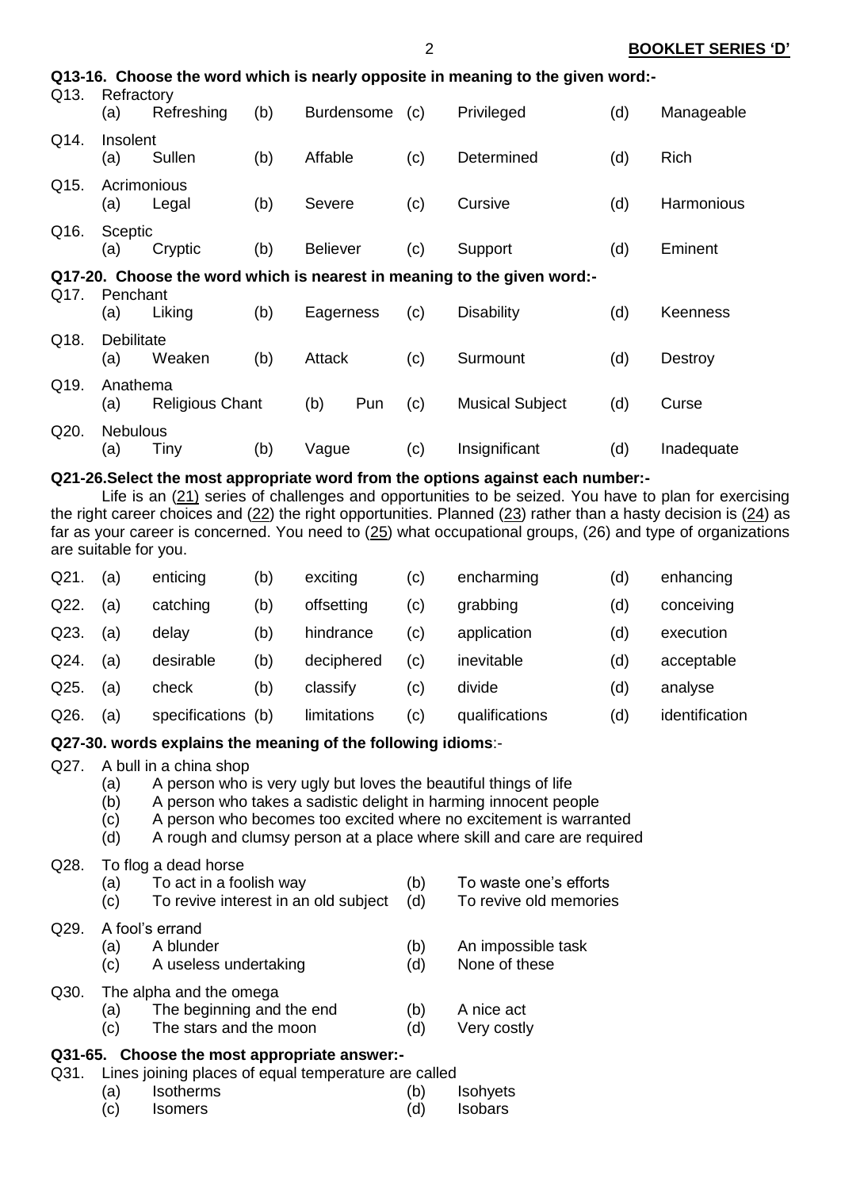**Q13-16. Choose the word which is nearly opposite in meaning to the given word:-**

Q13. Refractory
(a) Refreshing (b) Burdensome (c) Privileged (d) Manageable

Q14. Insolent
(a) Sullen (b) Affable (c) Determined (d) Rich

Q15. Acrimonious
(a) Legal (b) Severe (c) Cursive (d) Harmonious

Q16. Sceptic
(a) Cryptic (b) Believer (c) Support (d) Eminent

**Q17-20. Choose the word which is nearest in meaning to the given word:-**

Q17. Penchant
(a) Liking (b) Eagerness (c) Disability (d) Keenness

Q18. Debilitate
(a) Weaken (b) Attack (c) Surmount (d) Destroy

Q19. Anathema
(a) Religious Chant (b) Pun (c) Musical Subject (d) Curse

Q20. Nebulous
(a) Tiny (b) Vague (c) Insignificant (d) Inadequate

**Q21-26.Select the most appropriate word from the options against each number:-**

Life is an (21) series of challenges and opportunities to be seized. You have to plan for exercising the right career choices and (22) the right opportunities. Planned (23) rather than a hasty decision is (24) as far as your career is concerned. You need to (25) what occupational groups, (26) and type of organizations are suitable for you.

Q21. (a) enticing (b) exciting (c) encharming (d) enhancing

Q22. (a) catching (b) offsetting (c) grabbing (d) conceiving

Q23. (a) delay (b) hindrance (c) application (d) execution

Q24. (a) desirable (b) deciphered (c) inevitable (d) acceptable

Q25. (a) check (b) classify (c) divide (d) analyse

Q26. (a) specifications (b) limitations (c) qualifications (d) identification

**Q27-30. words explains the meaning of the following idioms**:-

Q27. A bull in a china shop
(a) A person who is very ugly but loves the beautiful things of life
(b) A person who takes a sadistic delight in harming innocent people
(c) A person who becomes too excited where no excitement is warranted
(d) A rough and clumsy person at a place where skill and care are required

Q28. To flog a dead horse
(a) To act in a foolish way (b) To waste one's efforts
(c) To revive interest in an old subject (d) To revive old memories

Q29. A fool's errand
(a) A blunder (b) An impossible task
(c) A useless undertaking (d) None of these

Q30. The alpha and the omega
(a) The beginning and the end (b) A nice act
(c) The stars and the moon (d) Very costly

**Q31-65. Choose the most appropriate answer:-**

Q31. Lines joining places of equal temperature are called
(a) Isotherms (b) Isohyets
(c) Isomers (d) Isobars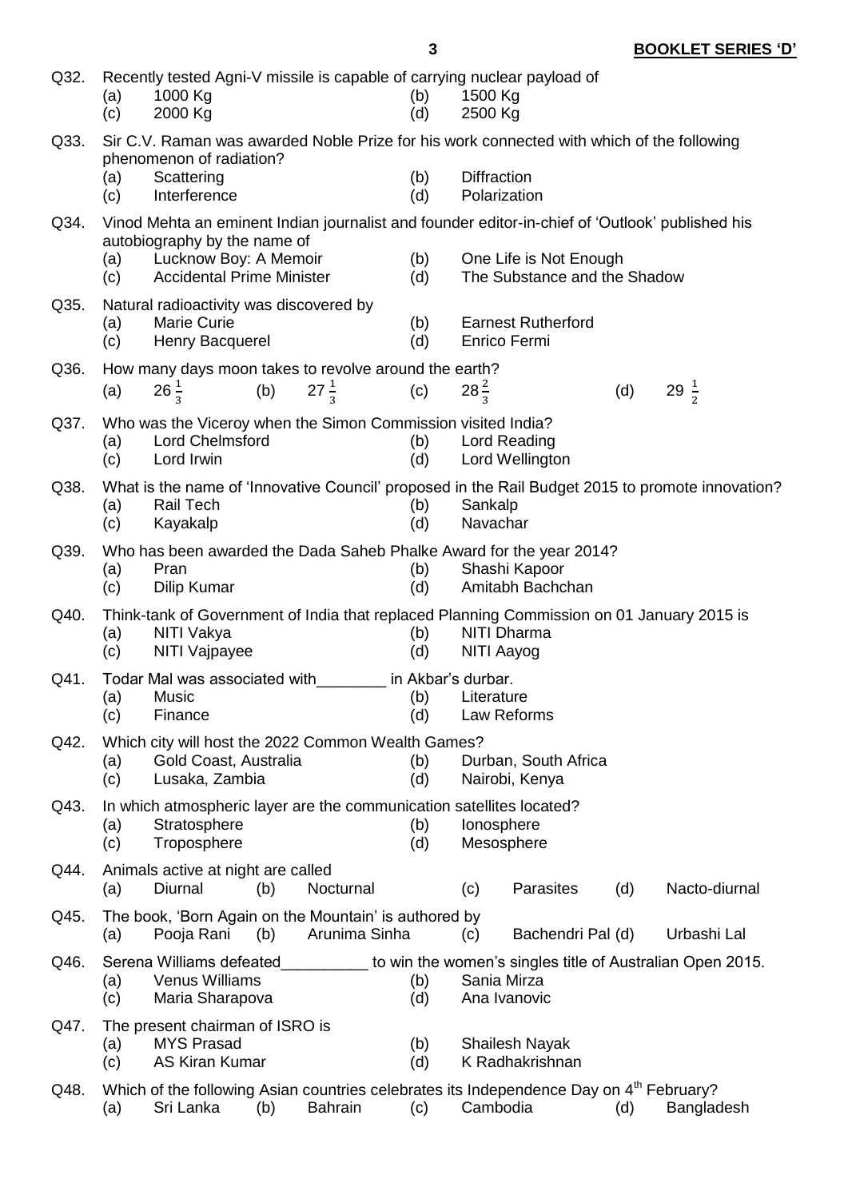Q32. Recently tested Agni-V missile is capable of carrying nuclear payload of

(a) 1000 Kg
(b) 1500 Kg
(c) 2000 Kg
(d) 2500 Kg

Q33. Sir C.V. Raman was awarded Noble Prize for his work connected with which of the following phenomenon of radiation?

(a) Scattering
(b) Diffraction
(c) Interference
(d) Polarization

Q34. Vinod Mehta an eminent Indian journalist and founder editor-in-chief of 'Outlook' published his autobiography by the name of

(a) Lucknow Boy: A Memoir
(b) One Life is Not Enough
(c) Accidental Prime Minister
(d) The Substance and the Shadow

Q35. Natural radioactivity was discovered by

(a) Marie Curie
(b) Earnest Rutherford
(c) Henry Bacquerel
(d) Enrico Fermi

Q36. How many days moon takes to revolve around the earth?

(a) $26\frac{1}{3}$
(b) $27\frac{1}{3}$
(c) $28\frac{2}{3}$
(d) $29\frac{1}{2}$

Q37. Who was the Viceroy when the Simon Commission visited India?

(a) Lord Chelmsford
(b) Lord Reading
(c) Lord Irwin
(d) Lord Wellington

Q38. What is the name of 'Innovative Council' proposed in the Rail Budget 2015 to promote innovation?

(a) Rail Tech
(b) Sankalp
(c) Kayakalp
(d) Navachar

Q39. Who has been awarded the Dada Saheb Phalke Award for the year 2014?

(a) Pran
(b) Shashi Kapoor
(c) Dilip Kumar
(d) Amitabh Bachchan

Q40. Think-tank of Government of India that replaced Planning Commission on 01 January 2015 is

(a) NITI Vakya
(b) NITI Dharma
(c) NITI Vajpayee
(d) NITI Aayog

Q41. Todar Mal was associated with________ in Akbar's durbar.

(a) Music
(b) Literature
(c) Finance
(d) Law Reforms

Q42. Which city will host the 2022 Common Wealth Games?

(a) Gold Coast, Australia
(b) Durban, South Africa
(c) Lusaka, Zambia
(d) Nairobi, Kenya

Q43. In which atmospheric layer are the communication satellites located?

(a) Stratosphere
(b) Ionosphere
(c) Troposphere
(d) Mesosphere

Q44. Animals active at night are called

(a) Diurnal
(b) Nocturnal
(c) Parasites
(d) Nacto-diurnal

Q45. The book, 'Born Again on the Mountain' is authored by

(a) Pooja Rani
(b) Arunima Sinha
(c) Bachendri Pal
(d) Urbashi Lal

Q46. Serena Williams defeated__________ to win the women's singles title of Australian Open 2015.

(a) Venus Williams
(b) Sania Mirza
(c) Maria Sharapova
(d) Ana Ivanovic

Q47. The present chairman of ISRO is

(a) MYS Prasad
(b) Shailesh Nayak
(c) AS Kiran Kumar
(d) K Radhakrishnan

Q48. Which of the following Asian countries celebrates its Independence Day on 4th February?

(a) Sri Lanka
(b) Bahrain
(c) Cambodia
(d) Bangladesh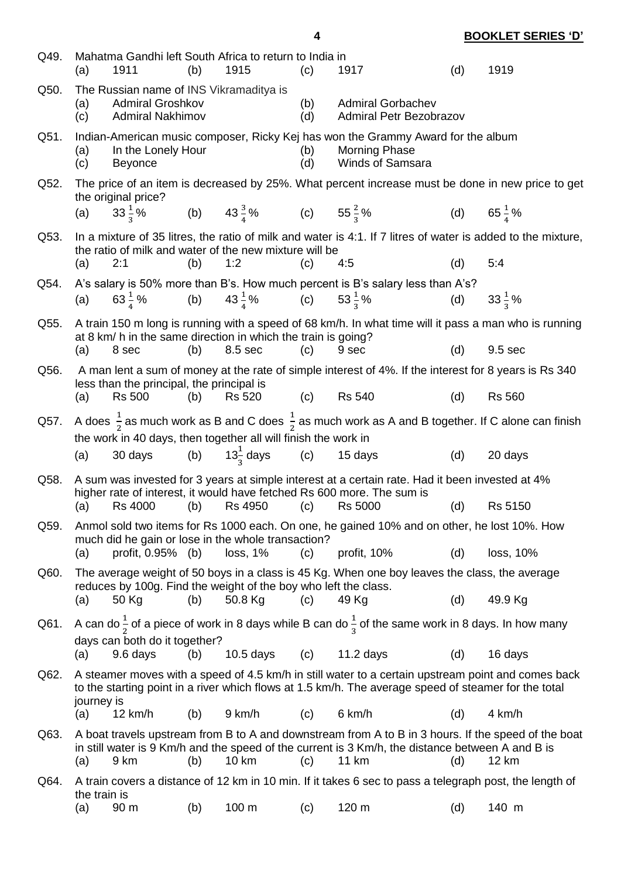Q49. Mahatma Gandhi left South Africa to return to India in
(a) 1911 (b) 1915 (c) 1917 (d) 1919

Q50. The Russian name of INS Vikramaditya is
(a) Admiral Groshkov (b) Admiral Gorbachev
(c) Admiral Nakhimov (d) Admiral Petr Bezobrazov

Q51. Indian-American music composer, Ricky Kej has won the Grammy Award for the album
(a) In the Lonely Hour (b) Morning Phase
(c) Beyonce (d) Winds of Samsara

Q52. The price of an item is decreased by 25%. What percent increase must be done in new price to get the original price?
(a) $33\frac{1}{3}$% (b) $43\frac{3}{4}$% (c) $55\frac{2}{3}$% (d) $65\frac{1}{4}$%

Q53. In a mixture of 35 litres, the ratio of milk and water is 4:1. If 7 litres of water is added to the mixture, the ratio of milk and water of the new mixture will be
(a) 2:1 (b) 1:2 (c) 4:5 (d) 5:4

Q54. A's salary is 50% more than B's. How much percent is B's salary less than A's?
(a) $63\frac{1}{4}$% (b) $43\frac{1}{4}$% (c) $53\frac{1}{3}$% (d) $33\frac{1}{3}$%

Q55. A train 150 m long is running with a speed of 68 km/h. In what time will it pass a man who is running at 8 km/ h in the same direction in which the train is going?
(a) 8 sec (b) 8.5 sec (c) 9 sec (d) 9.5 sec

Q56. A man lent a sum of money at the rate of simple interest of 4%. If the interest for 8 years is Rs 340 less than the principal, the principal is
(a) Rs 500 (b) Rs 520 (c) Rs 540 (d) Rs 560

Q57. A does $\frac{1}{2}$ as much work as B and C does $\frac{1}{2}$ as much work as A and B together. If C alone can finish the work in 40 days, then together all will finish the work in
(a) 30 days (b) $13\frac{1}{3}$ days (c) 15 days (d) 20 days

Q58. A sum was invested for 3 years at simple interest at a certain rate. Had it been invested at 4% higher rate of interest, it would have fetched Rs 600 more. The sum is
(a) Rs 4000 (b) Rs 4950 (c) Rs 5000 (d) Rs 5150

Q59. Anmol sold two items for Rs 1000 each. On one, he gained 10% and on other, he lost 10%. How much did he gain or lose in the whole transaction?
(a) profit, 0.95% (b) loss, 1% (c) profit, 10% (d) loss, 10%

Q60. The average weight of 50 boys in a class is 45 Kg. When one boy leaves the class, the average reduces by 100g. Find the weight of the boy who left the class.
(a) 50 Kg (b) 50.8 Kg (c) 49 Kg (d) 49.9 Kg

Q61. A can do $\frac{1}{2}$ of a piece of work in 8 days while B can do $\frac{1}{3}$ of the same work in 8 days. In how many days can both do it together?
(a) 9.6 days (b) 10.5 days (c) 11.2 days (d) 16 days

Q62. A steamer moves with a speed of 4.5 km/h in still water to a certain upstream point and comes back to the starting point in a river which flows at 1.5 km/h. The average speed of steamer for the total journey is
(a) 12 km/h (b) 9 km/h (c) 6 km/h (d) 4 km/h

Q63. A boat travels upstream from B to A and downstream from A to B in 3 hours. If the speed of the boat in still water is 9 Km/h and the speed of the current is 3 Km/h, the distance between A and B is
(a) 9 km (b) 10 km (c) 11 km (d) 12 km

Q64. A train covers a distance of 12 km in 10 min. If it takes 6 sec to pass a telegraph post, the length of the train is
(a) 90 m (b) 100 m (c) 120 m (d) 140 m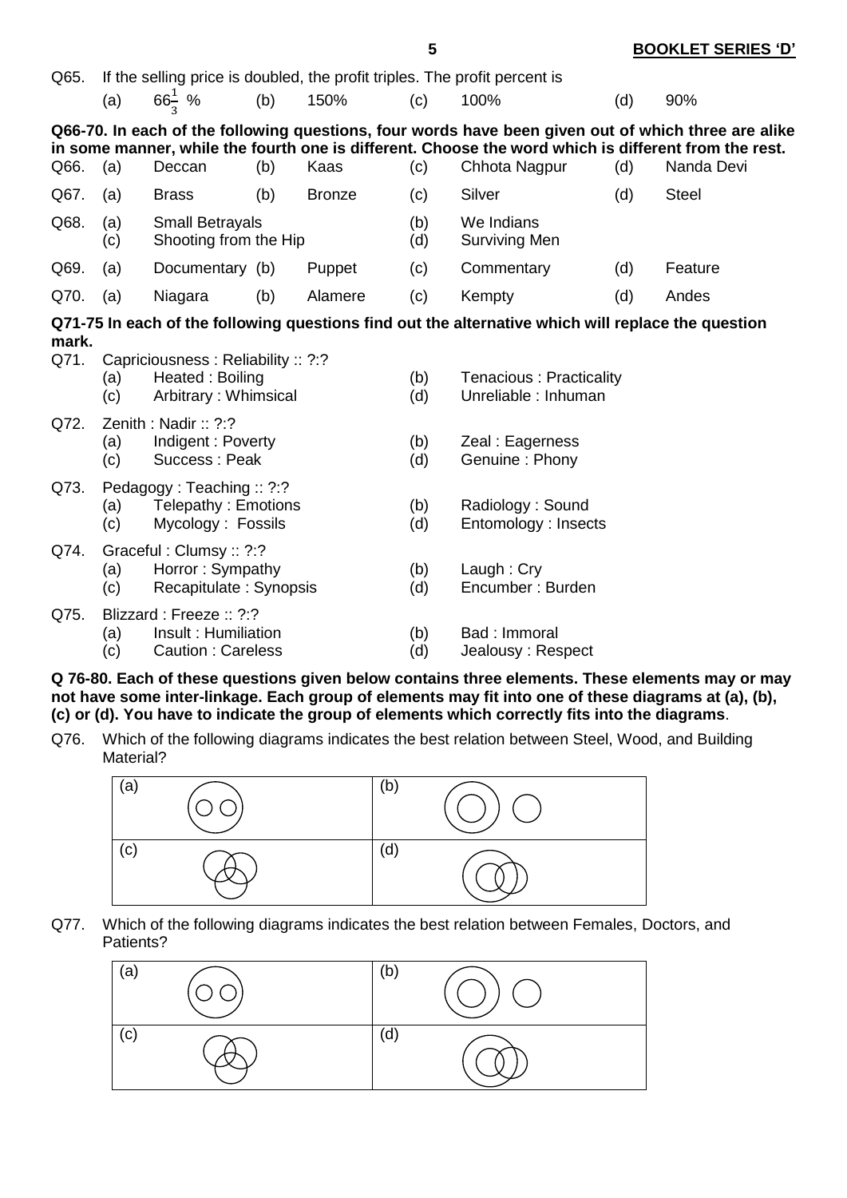Q65. If the selling price is doubled, the profit triples. The profit percent is

(a) $66\frac{1}{3}$ % (b) 150% (c) 100% (d) 90%

**Q66-70. In each of the following questions, four words have been given out of which three are alike in some manner, while the fourth one is different. Choose the word which is different from the rest.**

Q66. (a) Deccan (b) Kaas (c) Chhota Nagpur (d) Nanda Devi

Q67. (a) Brass (b) Bronze (c) Silver (d) Steel

Q68. (a) Small Betrayals (b) We Indians (c) Shooting from the Hip (d) Surviving Men

Q69. (a) Documentary (b) Puppet (c) Commentary (d) Feature

Q70. (a) Niagara (b) Alamere (c) Kempty (d) Andes

**Q71-75 In each of the following questions find out the alternative which will replace the question mark.**

Q71. Capriciousness : Reliability :: ?:?

(a) Heated : Boiling (b) Tenacious : Practicality (c) Arbitrary : Whimsical (d) Unreliable : Inhuman

Q72. Zenith : Nadir :: ?:?

(a) Indigent : Poverty (b) Zeal : Eagerness (c) Success : Peak (d) Genuine : Phony

Q73. Pedagogy : Teaching :: ?:?

(a) Telepathy : Emotions (b) Radiology : Sound (c) Mycology : Fossils (d) Entomology : Insects

Q74. Graceful : Clumsy :: ?:?

(a) Horror : Sympathy (b) Laugh : Cry (c) Recapitulate : Synopsis (d) Encumber : Burden

Q75. Blizzard : Freeze :: ?:?

(a) Insult : Humiliation (b) Bad : Immoral (c) Caution : Careless (d) Jealousy : Respect

**Q 76-80. Each of these questions given below contains three elements. These elements may or may not have some inter-linkage. Each group of elements may fit into one of these diagrams at (a), (b), (c) or (d). You have to indicate the group of elements which correctly fits into the diagrams**.

Q76. Which of the following diagrams indicates the best relation between Steel, Wood, and Building Material?

| (a) | (b) |
|---|---|
| (c) | (d) |

Q77. Which of the following diagrams indicates the best relation between Females, Doctors, and Patients?

| (a) | (b) |
|---|---|
| (c) | (d) |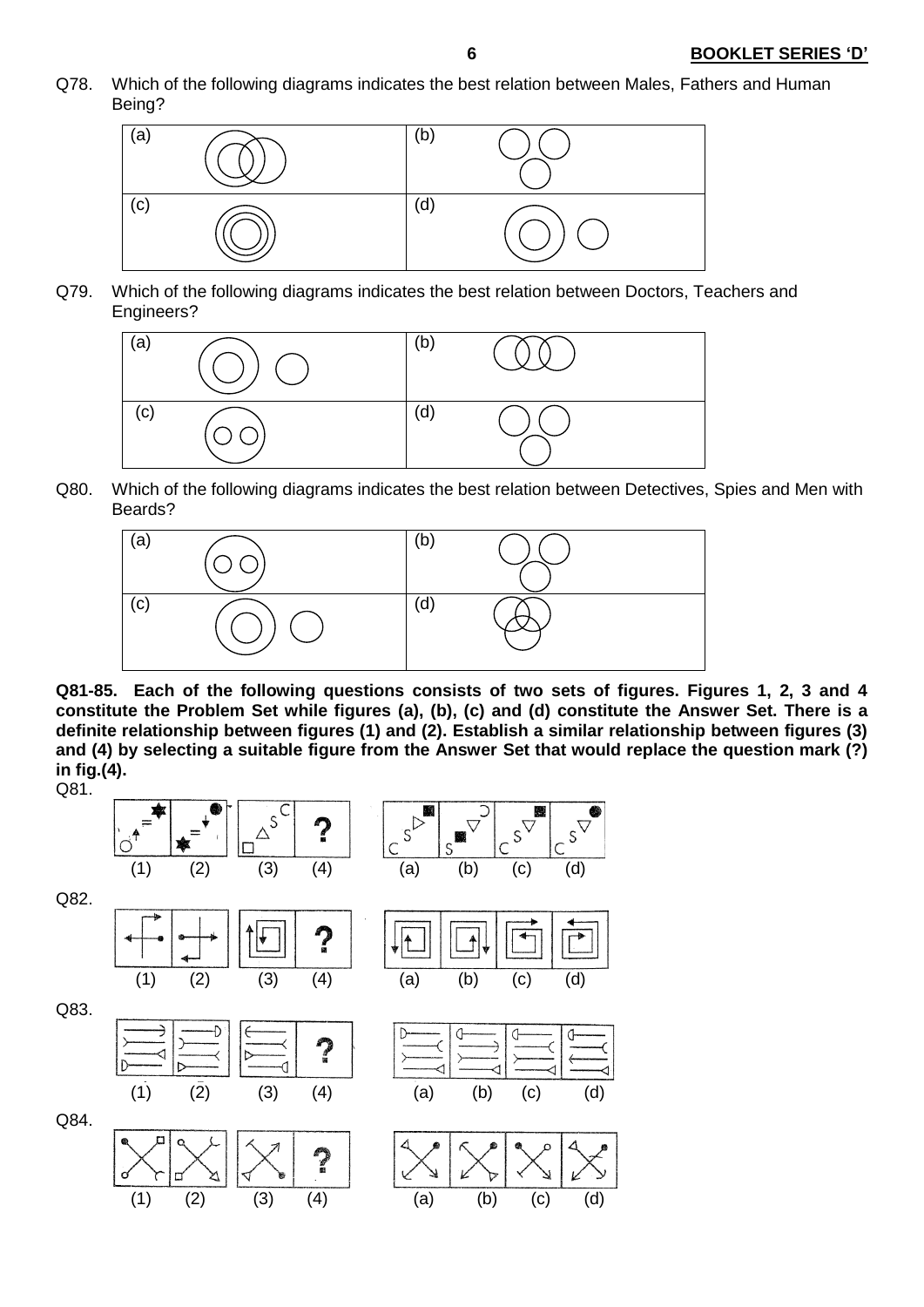Q78. Which of the following diagrams indicates the best relation between Males, Fathers and Human Being?

| (a) | (b) |
|---|---|
| (c) | (d) |

Q79. Which of the following diagrams indicates the best relation between Doctors, Teachers and Engineers?

| (a) | (b) |
|---|---|
| (c) | (d) |

Q80. Which of the following diagrams indicates the best relation between Detectives, Spies and Men with Beards?

| (a) | (b) |
|---|---|
| (c) | (d) |

**Q81-85. Each of the following questions consists of two sets of figures. Figures 1, 2, 3 and 4 constitute the Problem Set while figures (a), (b), (c) and (d) constitute the Answer Set. There is a definite relationship between figures (1) and (2). Establish a similar relationship between figures (3) and (4) by selecting a suitable figure from the Answer Set that would replace the question mark (?) in fig.(4).**

Q81.

(1) (2) (3) (4) ? (a) (b) (c) (d)

Q82.

(1) (2) (3) (4) ? (a) (b) (c) (d)

Q83.

(1) (2) (3) (4) ? (a) (b) (c) (d)

Q84.

(1) (2) (3) (4) ? (a) (b) (c) (d)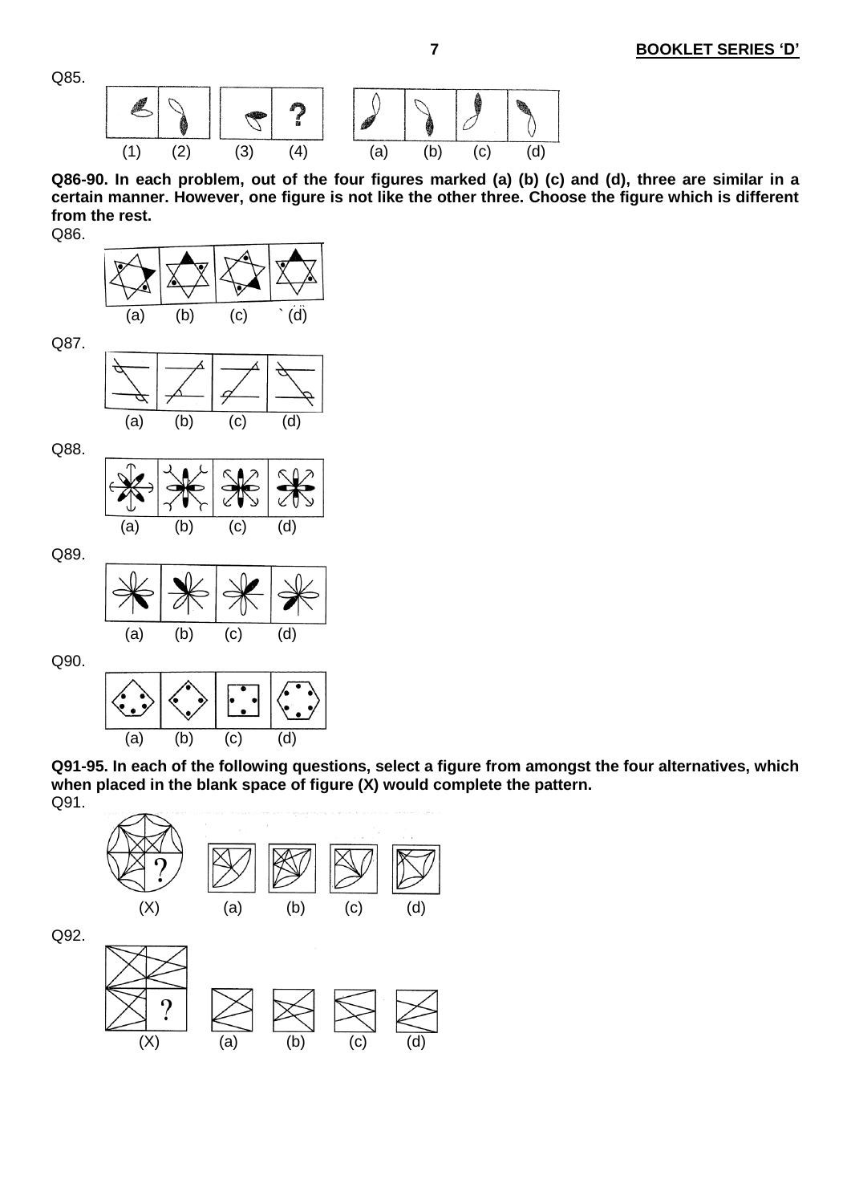Q85.

(1) (2) (3) (4) (a) (b) (c) (d)

**Q86-90. In each problem, out of the four figures marked (a) (b) (c) and (d), three are similar in a certain manner. However, one figure is not like the other three. Choose the figure which is different from the rest.**

Q86.

(a) (b) (c) (d)

Q87.

(a) (b) (c) (d)

Q88.

(a) (b) (c) (d)

Q89.

(a) (b) (c) (d)

Q90.

(a) (b) (c) (d)

**Q91-95. In each of the following questions, select a figure from amongst the four alternatives, which when placed in the blank space of figure (X) would complete the pattern.**

Q91.

(X) (a) (b) (c) (d)

Q92.

(X) (a) (b) (c) (d)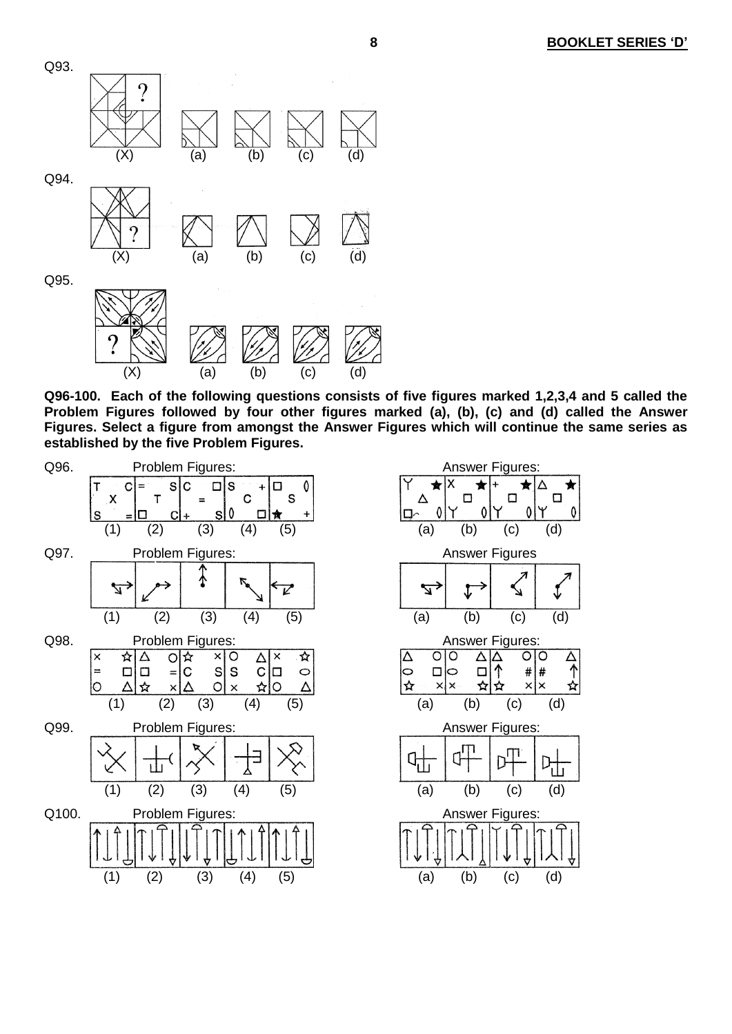Q93.

(X) (a) (b) (c) (d)

Q94.

(X) (a) (b) (c) (d)

Q95.

(X) (a) (b) (c) (d)

**Q96-100. Each of the following questions consists of five figures marked 1,2,3,4 and 5 called the Problem Figures followed by four other figures marked (a), (b), (c) and (d) called the Answer Figures. Select a figure from amongst the Answer Figures which will continue the same series as established by the five Problem Figures.**

Q96. Problem Figures: (1) (2) (3) (4) (5)

Answer Figures: (a) (b) (c) (d)

Q97. Problem Figures: (1) (2) (3) (4) (5)

Answer Figures (a) (b) (c) (d)

Q98. Problem Figures: (1) (2) (3) (4) (5)

Answer Figures: (a) (b) (c) (d)

Q99. Problem Figures: (1) (2) (3) (4) (5)

Answer Figures: (a) (b) (c) (d)

Q100. Problem Figures: (1) (2) (3) (4) (5)

Answer Figures: (a) (b) (c) (d)